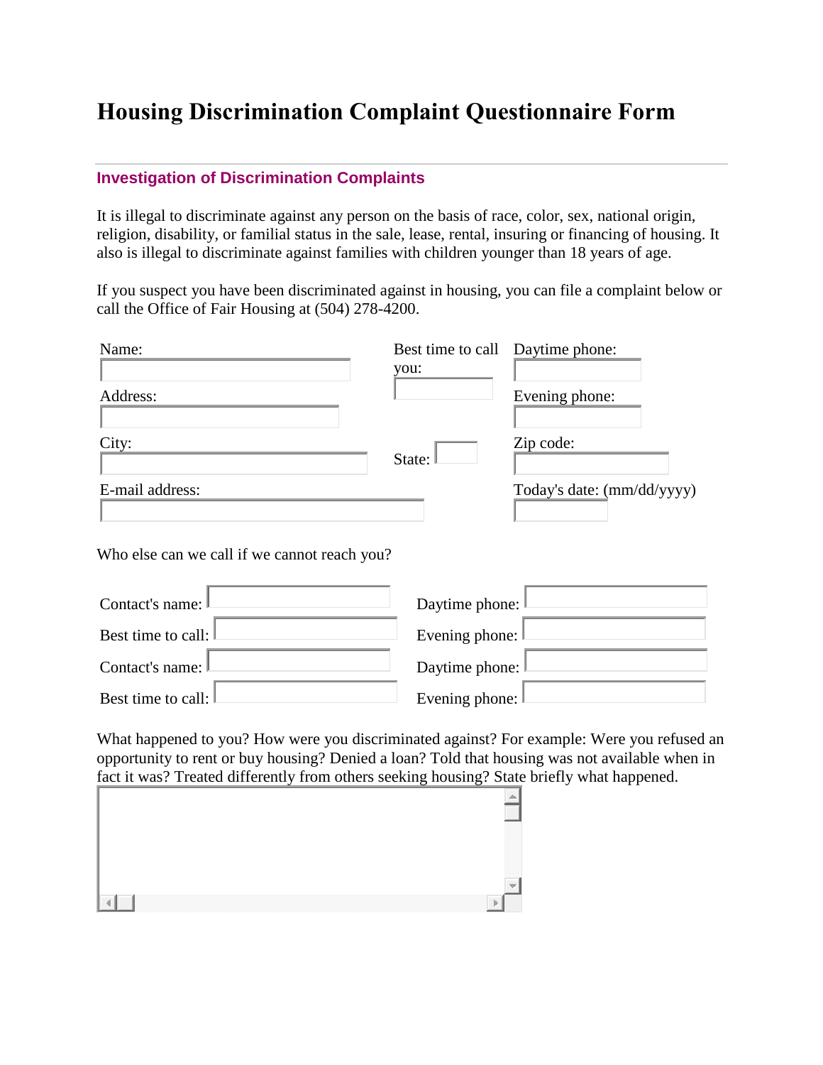# Housing Discrimination Complaint Questionnaire Form

---

### Investigation of Discrimination Complaints

It is illegal to discriminate against any person on the basis of race, color, sex, national origin, religion, disability, or familial status in the sale, lease, rental, insuring or financing of housing. It also is illegal to discriminate against families with children younger than 18 years of age.

If you suspect you have been discriminated against in housing, you can file a complaint below or call the Office of Fair Housing at (504) 278-4200.

Name:

Best time to call you:

Daytime phone:

Address:

Evening phone:

City:

State:

Zip code:

E-mail address:

Today's date: (mm/dd/yyyy)

Who else can we call if we cannot reach you?

Contact's name:

Daytime phone:

Best time to call:

Evening phone:

Contact's name:

Daytime phone:

Best time to call:

Evening phone:

What happened to you? How were you discriminated against? For example: Were you refused an opportunity to rent or buy housing? Denied a loan? Told that housing was not available when in fact it was? Treated differently from others seeking housing? State briefly what happened.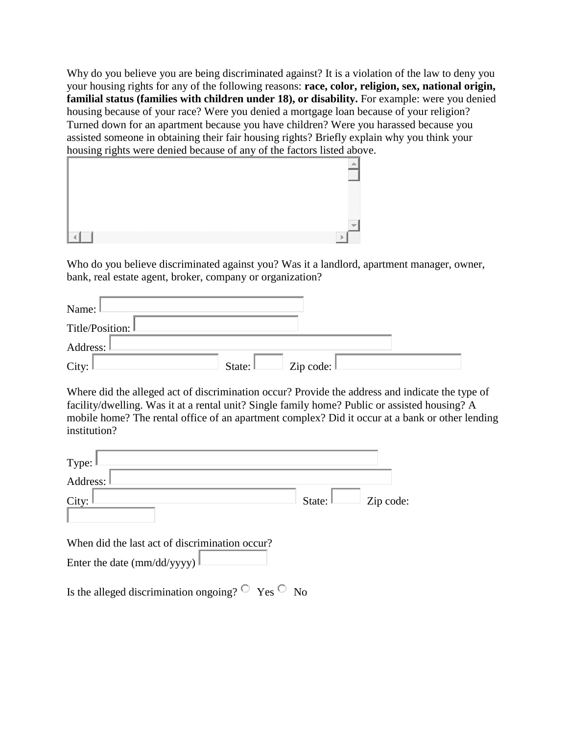Why do you believe you are being discriminated against? It is a violation of the law to deny you your housing rights for any of the following reasons: **race, color, religion, sex, national origin, familial status (families with children under 18), or disability.** For example: were you denied housing because of your race? Were you denied a mortgage loan because of your religion? Turned down for an apartment because you have children? Were you harassed because you assisted someone in obtaining their fair housing rights? Briefly explain why you think your housing rights were denied because of any of the factors listed above.

Who do you believe discriminated against you? Was it a landlord, apartment manager, owner, bank, real estate agent, broker, company or organization?

Name:

Title/Position:

Address:

City: State: Zip code:

Where did the alleged act of discrimination occur? Provide the address and indicate the type of facility/dwelling. Was it at a rental unit? Single family home? Public or assisted housing? A mobile home? The rental office of an apartment complex? Did it occur at a bank or other lending institution?

Type:

Address:

City: State: Zip code:

When did the last act of discrimination occur?

Enter the date (mm/dd/yyyy)

Is the alleged discrimination ongoing? ○ Yes ○ No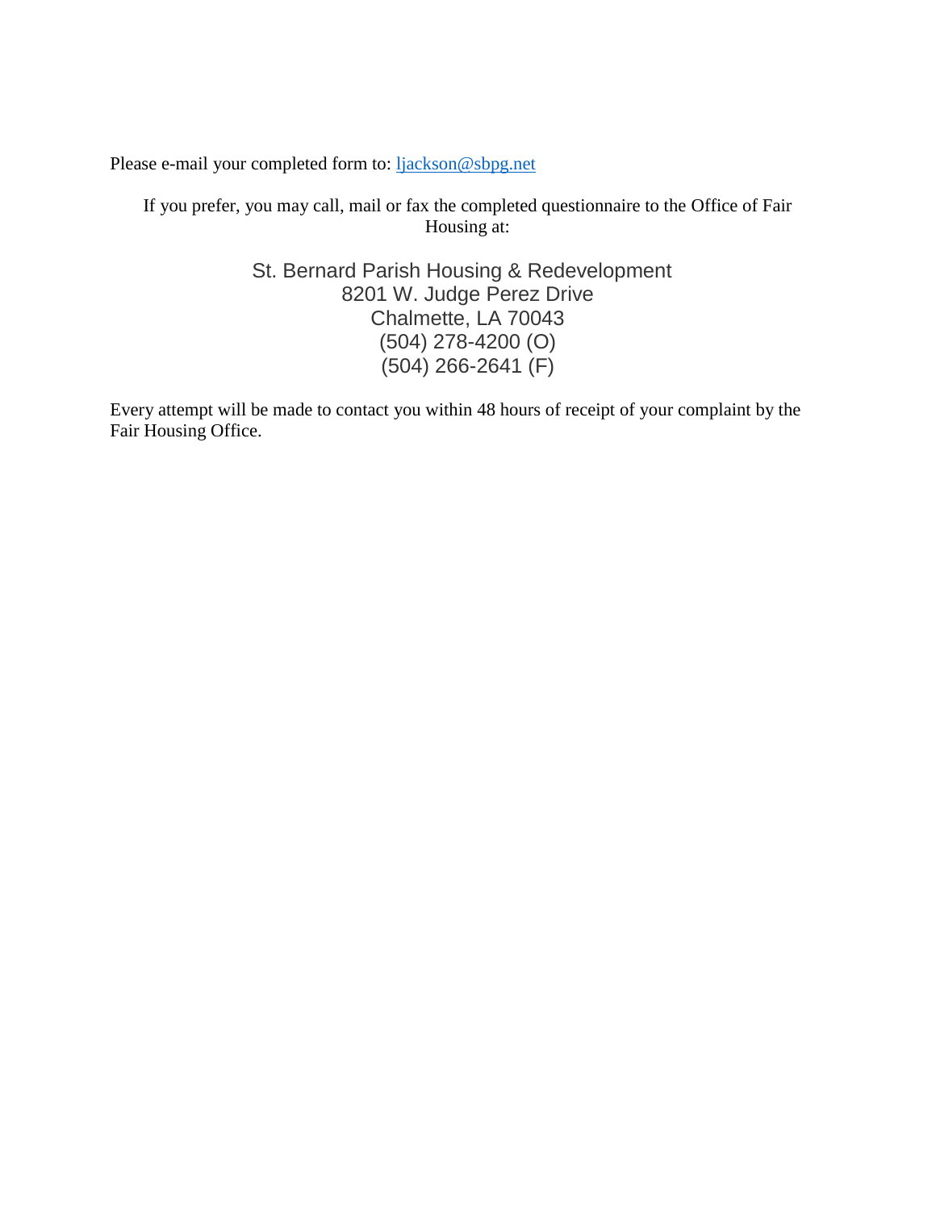Please e-mail your completed form to: [ljackson@sbpg.net](mailto:ljackson@sbpg.net)

If you prefer, you may call, mail or fax the completed questionnaire to the Office of Fair Housing at:

St. Bernard Parish Housing & Redevelopment
8201 W. Judge Perez Drive
Chalmette, LA 70043
(504) 278-4200 (O)
(504) 266-2641 (F)

Every attempt will be made to contact you within 48 hours of receipt of your complaint by the Fair Housing Office.